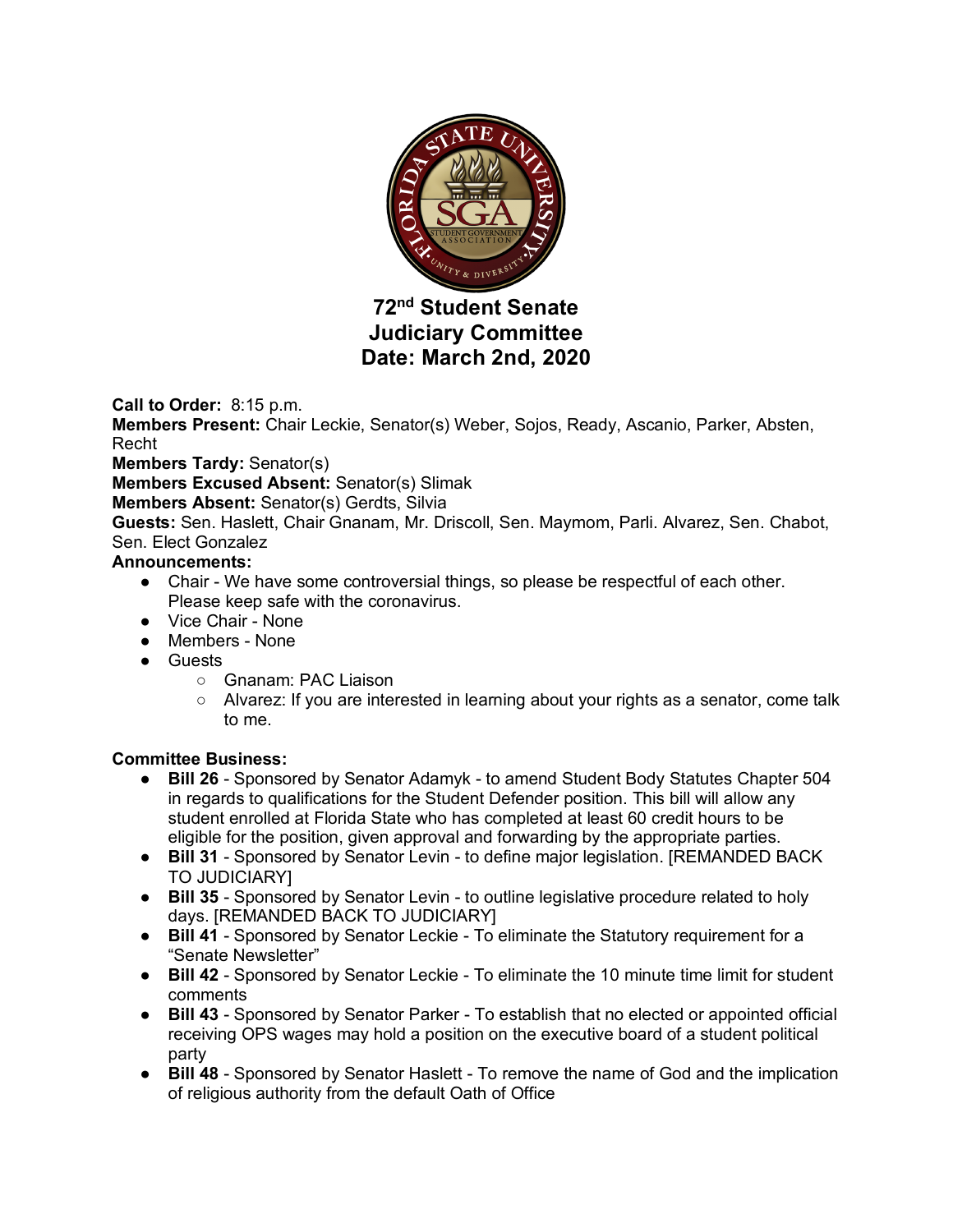# 72nd Student Senate
# Judiciary Committee
# Date: March 2nd, 2020

**Call to Order:** 8:15 p.m.
**Members Present:** Chair Leckie, Senator(s) Weber, Sojos, Ready, Ascanio, Parker, Absten, Recht
**Members Tardy:** Senator(s)
**Members Excused Absent:** Senator(s) Slimak
**Members Absent:** Senator(s) Gerdts, Silvia
**Guests:** Sen. Haslett, Chair Gnanam, Mr. Driscoll, Sen. Maymom, Parli. Alvarez, Sen. Chabot, Sen. Elect Gonzalez
**Announcements:**

- Chair - We have some controversial things, so please be respectful of each other. Please keep safe with the coronavirus.
- Vice Chair - None
- Members - None
- Guests
  - Gnanam: PAC Liaison
  - Alvarez: If you are interested in learning about your rights as a senator, come talk to me.

**Committee Business:**

- **Bill 26** - Sponsored by Senator Adamyk - to amend Student Body Statutes Chapter 504 in regards to qualifications for the Student Defender position. This bill will allow any student enrolled at Florida State who has completed at least 60 credit hours to be eligible for the position, given approval and forwarding by the appropriate parties.
- **Bill 31** - Sponsored by Senator Levin - to define major legislation. [REMANDED BACK TO JUDICIARY]
- **Bill 35** - Sponsored by Senator Levin - to outline legislative procedure related to holy days. [REMANDED BACK TO JUDICIARY]
- **Bill 41** - Sponsored by Senator Leckie - To eliminate the Statutory requirement for a "Senate Newsletter"
- **Bill 42** - Sponsored by Senator Leckie - To eliminate the 10 minute time limit for student comments
- **Bill 43** - Sponsored by Senator Parker - To establish that no elected or appointed official receiving OPS wages may hold a position on the executive board of a student political party
- **Bill 48** - Sponsored by Senator Haslett - To remove the name of God and the implication of religious authority from the default Oath of Office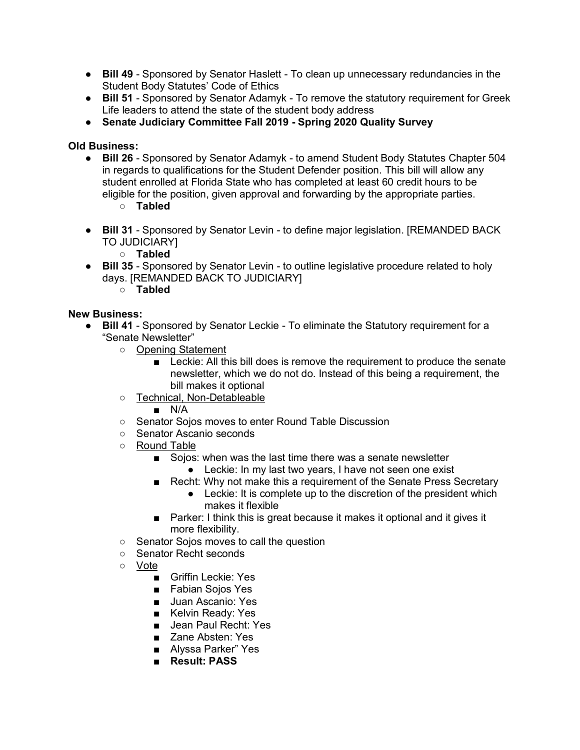- **Bill 49** - Sponsored by Senator Haslett - To clean up unnecessary redundancies in the Student Body Statutes' Code of Ethics
- **Bill 51** - Sponsored by Senator Adamyk - To remove the statutory requirement for Greek Life leaders to attend the state of the student body address
- **Senate Judiciary Committee Fall 2019 - Spring 2020 Quality Survey**

**Old Business:**

- **Bill 26** - Sponsored by Senator Adamyk - to amend Student Body Statutes Chapter 504 in regards to qualifications for the Student Defender position. This bill will allow any student enrolled at Florida State who has completed at least 60 credit hours to be eligible for the position, given approval and forwarding by the appropriate parties.
    - **Tabled**
- **Bill 31** - Sponsored by Senator Levin - to define major legislation. [REMANDED BACK TO JUDICIARY]
    - **Tabled**
- **Bill 35** - Sponsored by Senator Levin - to outline legislative procedure related to holy days. [REMANDED BACK TO JUDICIARY]
    - **Tabled**

**New Business:**

- **Bill 41** - Sponsored by Senator Leckie - To eliminate the Statutory requirement for a "Senate Newsletter"
    - <u>Opening Statement</u>
        - Leckie: All this bill does is remove the requirement to produce the senate newsletter, which we do not do. Instead of this being a requirement, the bill makes it optional
    - <u>Technical, Non-Detableable</u>
        - N/A
    - Senator Sojos moves to enter Round Table Discussion
    - Senator Ascanio seconds
    - <u>Round Table</u>
        - Sojos: when was the last time there was a senate newsletter
            - Leckie: In my last two years, I have not seen one exist
        - Recht: Why not make this a requirement of the Senate Press Secretary
            - Leckie: It is complete up to the discretion of the president which makes it flexible
        - Parker: I think this is great because it makes it optional and it gives it more flexibility.
    - Senator Sojos moves to call the question
    - Senator Recht seconds
    - <u>Vote</u>
        - Griffin Leckie: Yes
        - Fabian Sojos Yes
        - Juan Ascanio: Yes
        - Kelvin Ready: Yes
        - Jean Paul Recht: Yes
        - Zane Absten: Yes
        - Alyssa Parker" Yes
        - **Result: PASS**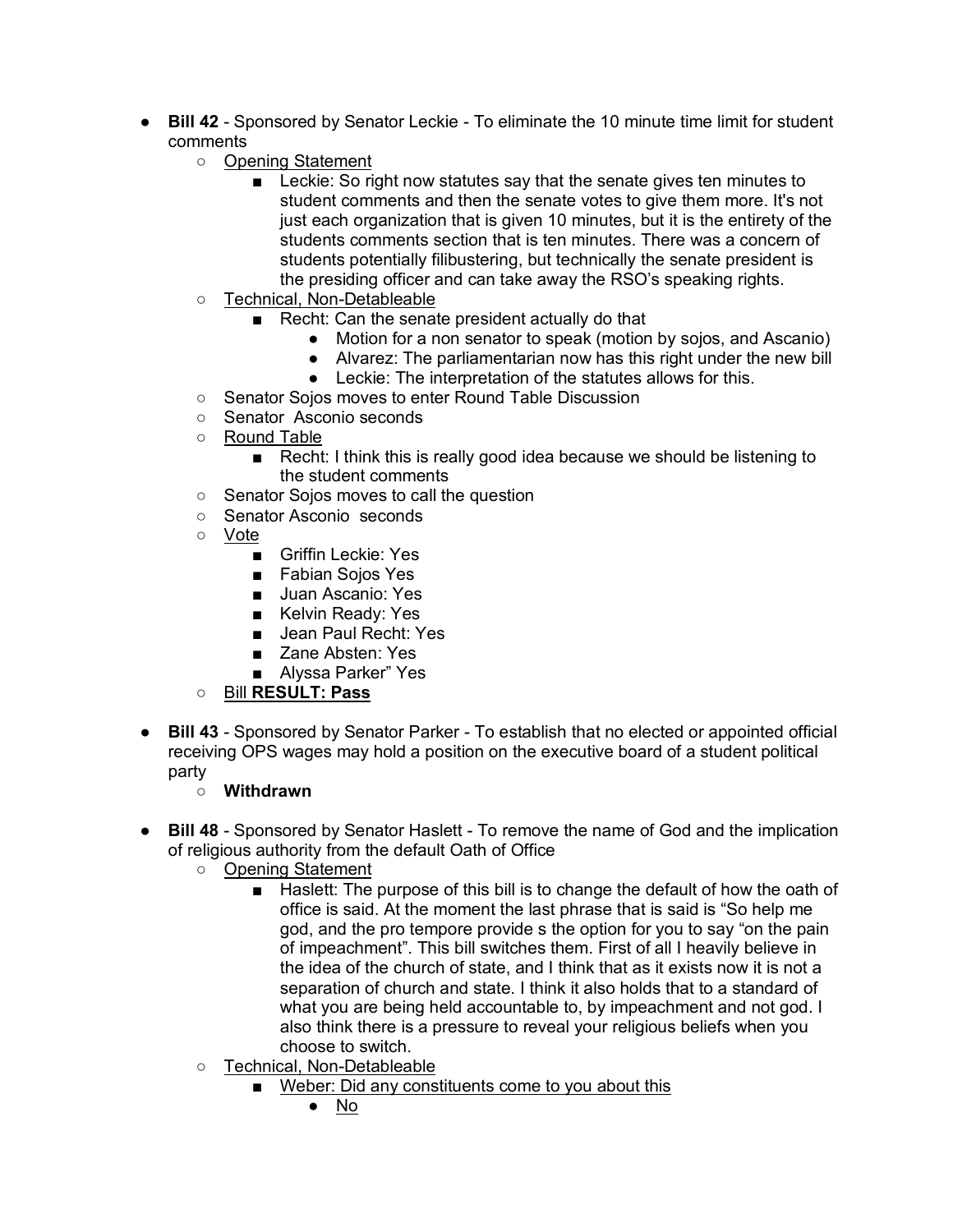- **Bill 42** - Sponsored by Senator Leckie - To eliminate the 10 minute time limit for student comments
    - Opening Statement
        - Leckie: So right now statutes say that the senate gives ten minutes to student comments and then the senate votes to give them more. It's not just each organization that is given 10 minutes, but it is the entirety of the students comments section that is ten minutes. There was a concern of students potentially filibustering, but technically the senate president is the presiding officer and can take away the RSO's speaking rights.
    - Technical, Non-Detableable
        - Recht: Can the senate president actually do that
            - Motion for a non senator to speak (motion by sojos, and Ascanio)
            - Alvarez: The parliamentarian now has this right under the new bill
            - Leckie: The interpretation of the statutes allows for this.
    - Senator Sojos moves to enter Round Table Discussion
    - Senator Asconio seconds
    - Round Table
        - Recht: I think this is really good idea because we should be listening to the student comments
    - Senator Sojos moves to call the question
    - Senator Asconio seconds
    - Vote
        - Griffin Leckie: Yes
        - Fabian Sojos Yes
        - Juan Ascanio: Yes
        - Kelvin Ready: Yes
        - Jean Paul Recht: Yes
        - Zane Absten: Yes
        - Alyssa Parker" Yes
    - Bill **RESULT: Pass**

- **Bill 43** - Sponsored by Senator Parker - To establish that no elected or appointed official receiving OPS wages may hold a position on the executive board of a student political party
    - **Withdrawn**

- **Bill 48** - Sponsored by Senator Haslett - To remove the name of God and the implication of religious authority from the default Oath of Office
    - Opening Statement
        - Haslett: The purpose of this bill is to change the default of how the oath of office is said. At the moment the last phrase that is said is "So help me god, and the pro tempore provide s the option for you to say "on the pain of impeachment". This bill switches them. First of all I heavily believe in the idea of the church of state, and I think that as it exists now it is not a separation of church and state. I think it also holds that to a standard of what you are being held accountable to, by impeachment and not god. I also think there is a pressure to reveal your religious beliefs when you choose to switch.
    - Technical, Non-Detableable
        - Weber: Did any constituents come to you about this
            - No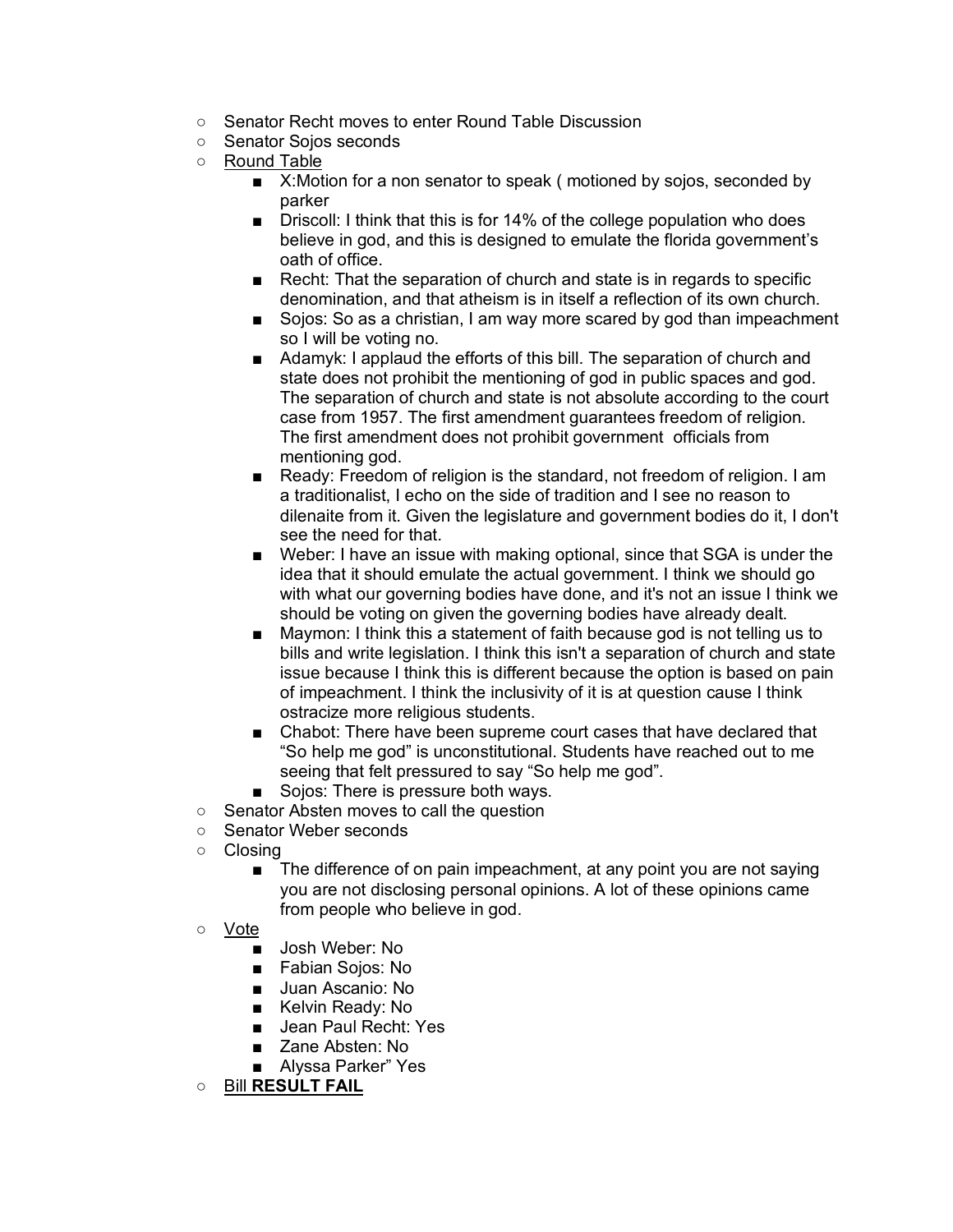- Senator Recht moves to enter Round Table Discussion
- Senator Sojos seconds
- <u>Round Table</u>
  - X:Motion for a non senator to speak ( motioned by sojos, seconded by parker
  - Driscoll: I think that this is for 14% of the college population who does believe in god, and this is designed to emulate the florida government's oath of office.
  - Recht: That the separation of church and state is in regards to specific denomination, and that atheism is in itself a reflection of its own church.
  - Sojos: So as a christian, I am way more scared by god than impeachment so I will be voting no.
  - Adamyk: I applaud the efforts of this bill. The separation of church and state does not prohibit the mentioning of god in public spaces and god. The separation of church and state is not absolute according to the court case from 1957. The first amendment guarantees freedom of religion. The first amendment does not prohibit government officials from mentioning god.
  - Ready: Freedom of religion is the standard, not freedom of religion. I am a traditionalist, I echo on the side of tradition and I see no reason to dilenaite from it. Given the legislature and government bodies do it, I don't see the need for that.
  - Weber: I have an issue with making optional, since that SGA is under the idea that it should emulate the actual government. I think we should go with what our governing bodies have done, and it's not an issue I think we should be voting on given the governing bodies have already dealt.
  - Maymon: I think this a statement of faith because god is not telling us to bills and write legislation. I think this isn't a separation of church and state issue because I think this is different because the option is based on pain of impeachment. I think the inclusivity of it is at question cause I think ostracize more religious students.
  - Chabot: There have been supreme court cases that have declared that "So help me god" is unconstitutional. Students have reached out to me seeing that felt pressured to say "So help me god".
  - Sojos: There is pressure both ways.
- Senator Absten moves to call the question
- Senator Weber seconds
- Closing
  - The difference of on pain impeachment, at any point you are not saying you are not disclosing personal opinions. A lot of these opinions came from people who believe in god.
- <u>Vote</u>
  - Josh Weber: No
  - Fabian Sojos: No
  - Juan Ascanio: No
  - Kelvin Ready: No
  - Jean Paul Recht: Yes
  - Zane Absten: No
  - Alyssa Parker" Yes
- <u>Bill **RESULT FAIL**</u>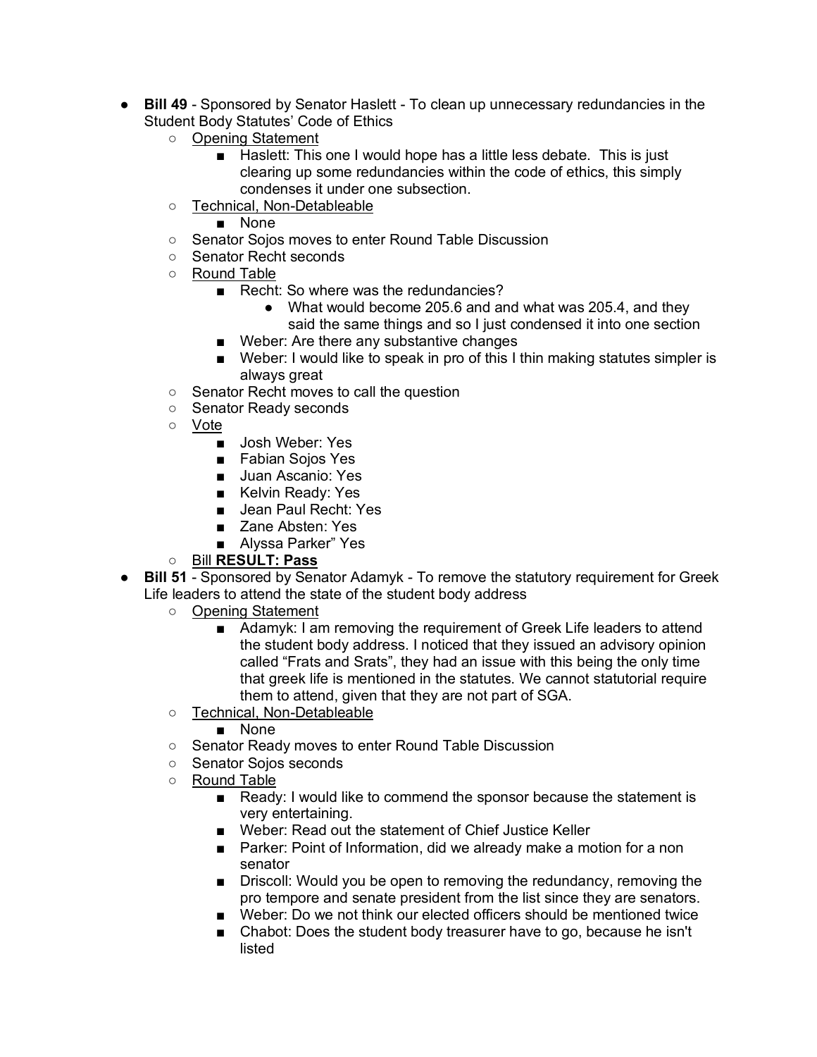- **Bill 49** - Sponsored by Senator Haslett - To clean up unnecessary redundancies in the Student Body Statutes' Code of Ethics
  - Opening Statement
    - Haslett: This one I would hope has a little less debate. This is just clearing up some redundancies within the code of ethics, this simply condenses it under one subsection.
  - Technical, Non-Detableable
    - None
  - Senator Sojos moves to enter Round Table Discussion
  - Senator Recht seconds
  - Round Table
    - Recht: So where was the redundancies?
      - What would become 205.6 and and what was 205.4, and they said the same things and so I just condensed it into one section
    - Weber: Are there any substantive changes
    - Weber: I would like to speak in pro of this I thin making statutes simpler is always great
  - Senator Recht moves to call the question
  - Senator Ready seconds
  - Vote
    - Josh Weber: Yes
    - Fabian Sojos Yes
    - Juan Ascanio: Yes
    - Kelvin Ready: Yes
    - Jean Paul Recht: Yes
    - Zane Absten: Yes
    - Alyssa Parker" Yes
  - Bill **RESULT: Pass**
- **Bill 51** - Sponsored by Senator Adamyk - To remove the statutory requirement for Greek Life leaders to attend the state of the student body address
  - Opening Statement
    - Adamyk: I am removing the requirement of Greek Life leaders to attend the student body address. I noticed that they issued an advisory opinion called "Frats and Srats", they had an issue with this being the only time that greek life is mentioned in the statutes. We cannot statutorial require them to attend, given that they are not part of SGA.
  - Technical, Non-Detableable
    - None
  - Senator Ready moves to enter Round Table Discussion
  - Senator Sojos seconds
  - Round Table
    - Ready: I would like to commend the sponsor because the statement is very entertaining.
    - Weber: Read out the statement of Chief Justice Keller
    - Parker: Point of Information, did we already make a motion for a non senator
    - Driscoll: Would you be open to removing the redundancy, removing the pro tempore and senate president from the list since they are senators.
    - Weber: Do we not think our elected officers should be mentioned twice
    - Chabot: Does the student body treasurer have to go, because he isn't listed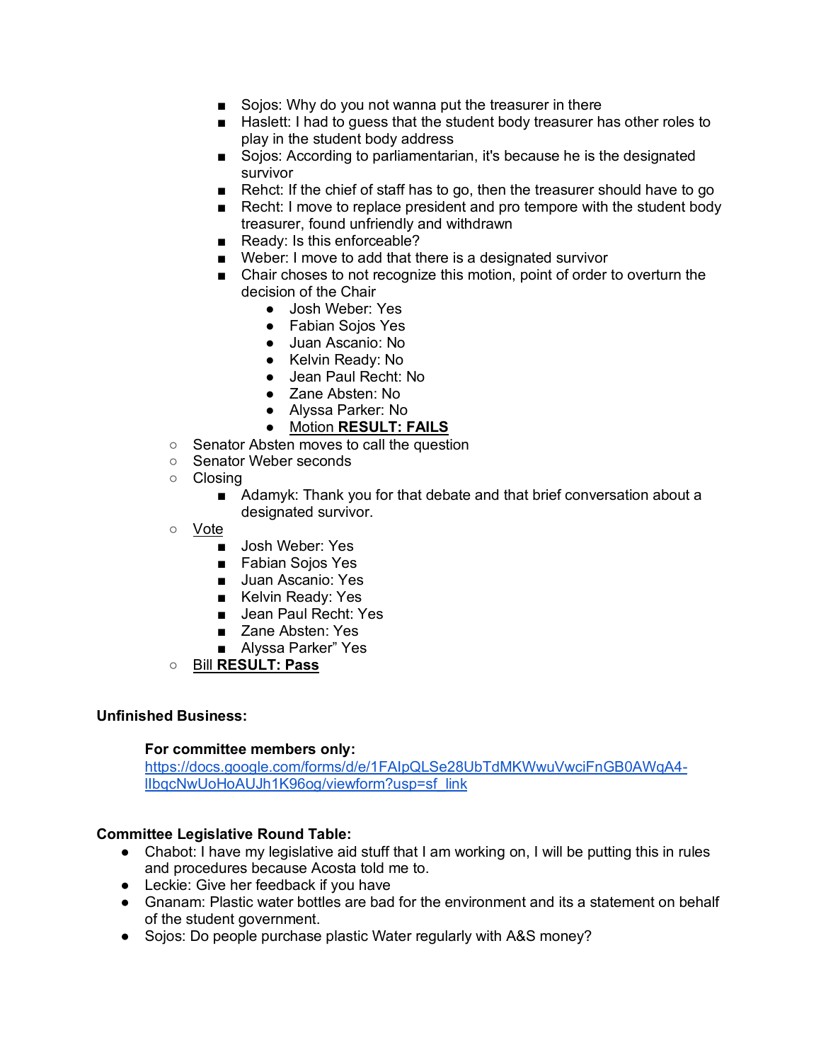- Sojos: Why do you not wanna put the treasurer in there
- Haslett: I had to guess that the student body treasurer has other roles to play in the student body address
- Sojos: According to parliamentarian, it's because he is the designated survivor
- Rehct: If the chief of staff has to go, then the treasurer should have to go
- Recht: I move to replace president and pro tempore with the student body treasurer, found unfriendly and withdrawn
- Ready: Is this enforceable?
- Weber: I move to add that there is a designated survivor
- Chair choses to not recognize this motion, point of order to overturn the decision of the Chair
  - Josh Weber: Yes
  - Fabian Sojos Yes
  - Juan Ascanio: No
  - Kelvin Ready: No
  - Jean Paul Recht: No
  - Zane Absten: No
  - Alyssa Parker: No
  - <u>Motion **RESULT: FAILS**</u>

- Senator Absten moves to call the question
- Senator Weber seconds
- Closing
  - Adamyk: Thank you for that debate and that brief conversation about a designated survivor.
- <u>Vote</u>
  - Josh Weber: Yes
  - Fabian Sojos Yes
  - Juan Ascanio: Yes
  - Kelvin Ready: Yes
  - Jean Paul Recht: Yes
  - Zane Absten: Yes
  - Alyssa Parker" Yes
- <u>Bill **RESULT: Pass**</u>

**Unfinished Business:**

**For committee members only:**
https://docs.google.com/forms/d/e/1FAIpQLSe28UbTdMKWwuVwciFnGB0AWgA4-lIbqcNwUoHoAUJh1K96og/viewform?usp=sf_link

**Committee Legislative Round Table:**

- Chabot: I have my legislative aid stuff that I am working on, I will be putting this in rules and procedures because Acosta told me to.
- Leckie: Give her feedback if you have
- Gnanam: Plastic water bottles are bad for the environment and its a statement on behalf of the student government.
- Sojos: Do people purchase plastic Water regularly with A&S money?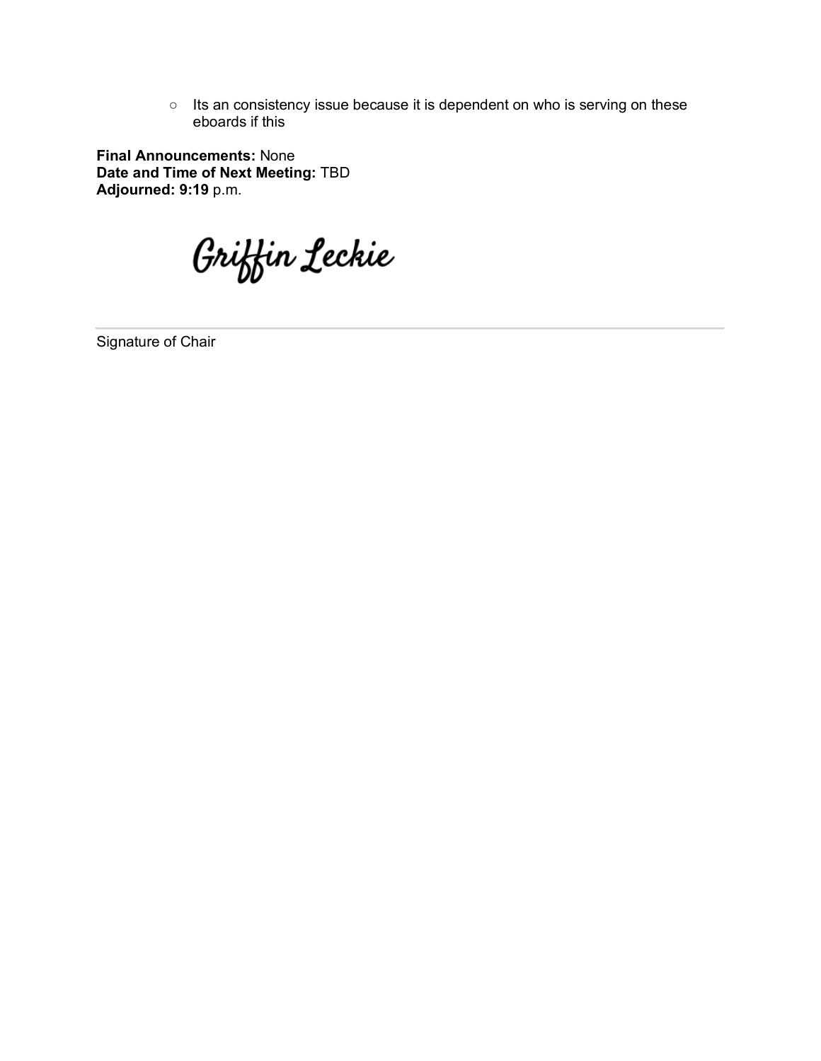- Its an consistency issue because it is dependent on who is serving on these eboards if this

**Final Announcements:** None
**Date and Time of Next Meeting:** TBD
**Adjourned: 9:19** p.m.

Griffin Leckie

---

Signature of Chair